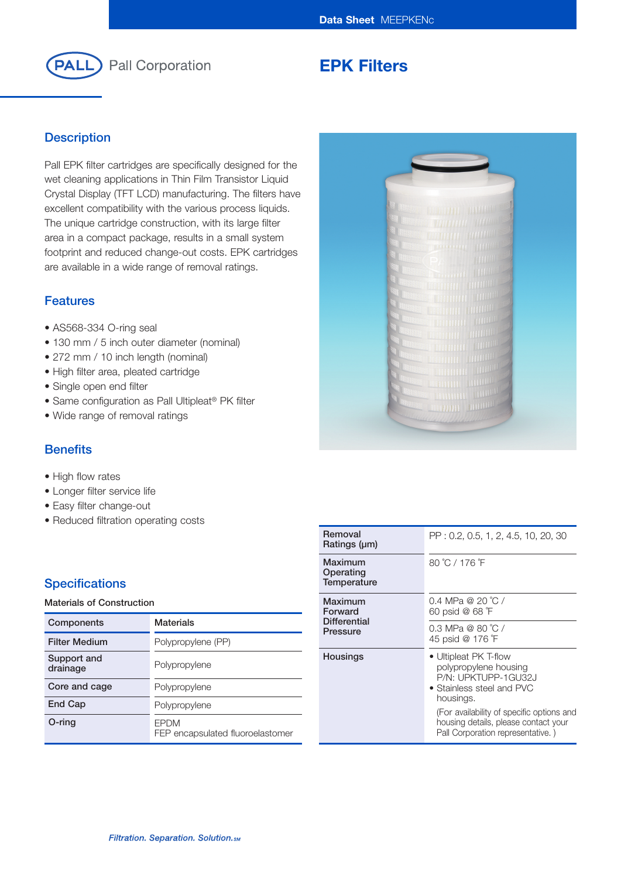Data Sheet MEEPKENc

Pall Corporation

# EPK Filters

## Description

Pall EPK filter cartridges are specifically designed for the wet cleaning applications in Thin Film Transistor Liquid Crystal Display (TFT LCD) manufacturing. The filters have excellent compatibility with the various process liquids. The unique cartridge construction, with its large filter area in a compact package, results in a small system footprint and reduced change-out costs. EPK cartridges are available in a wide range of removal ratings.

## Features

- AS568-334 O-ring seal
- 130 mm / 5 inch outer diameter (nominal)
- 272 mm / 10 inch length (nominal)
- High filter area, pleated cartridge
- Single open end filter
- Same configuration as Pall Ultipleat® PK filter
- Wide range of removal ratings

## Benefits

- High flow rates
- Longer filter service life
- Easy filter change-out
- Reduced filtration operating costs

## Specifications

**Materials of Construction**

| Components | Materials |
|---|---|
| Filter Medium | Polypropylene (PP) |
| Support and drainage | Polypropylene |
| Core and cage | Polypropylene |
| End Cap | Polypropylene |
| O-ring | EPDM<br>FEP encapsulated fluoroelastomer |

| | |
|---|---|
| Removal Ratings (µm) | PP : 0.2, 0.5, 1, 2, 4.5, 10, 20, 30 |
| Maximum Operating Temperature | 80 ˚C / 176 ˚F |
| Maximum Forward Differential Pressure | 0.4 MPa @ 20 ˚C / 60 psid @ 68 ˚F<br>0.3 MPa @ 80 ˚C / 45 psid @ 176 ˚F |
| Housings | • Ultipleat PK T-flow polypropylene housing P/N: UPKTUPP-1GU32J<br>• Stainless steel and PVC housings.<br>(For availability of specific options and housing details, please contact your Pall Corporation representative. ) |

*Filtration. Separation. Solution.SM*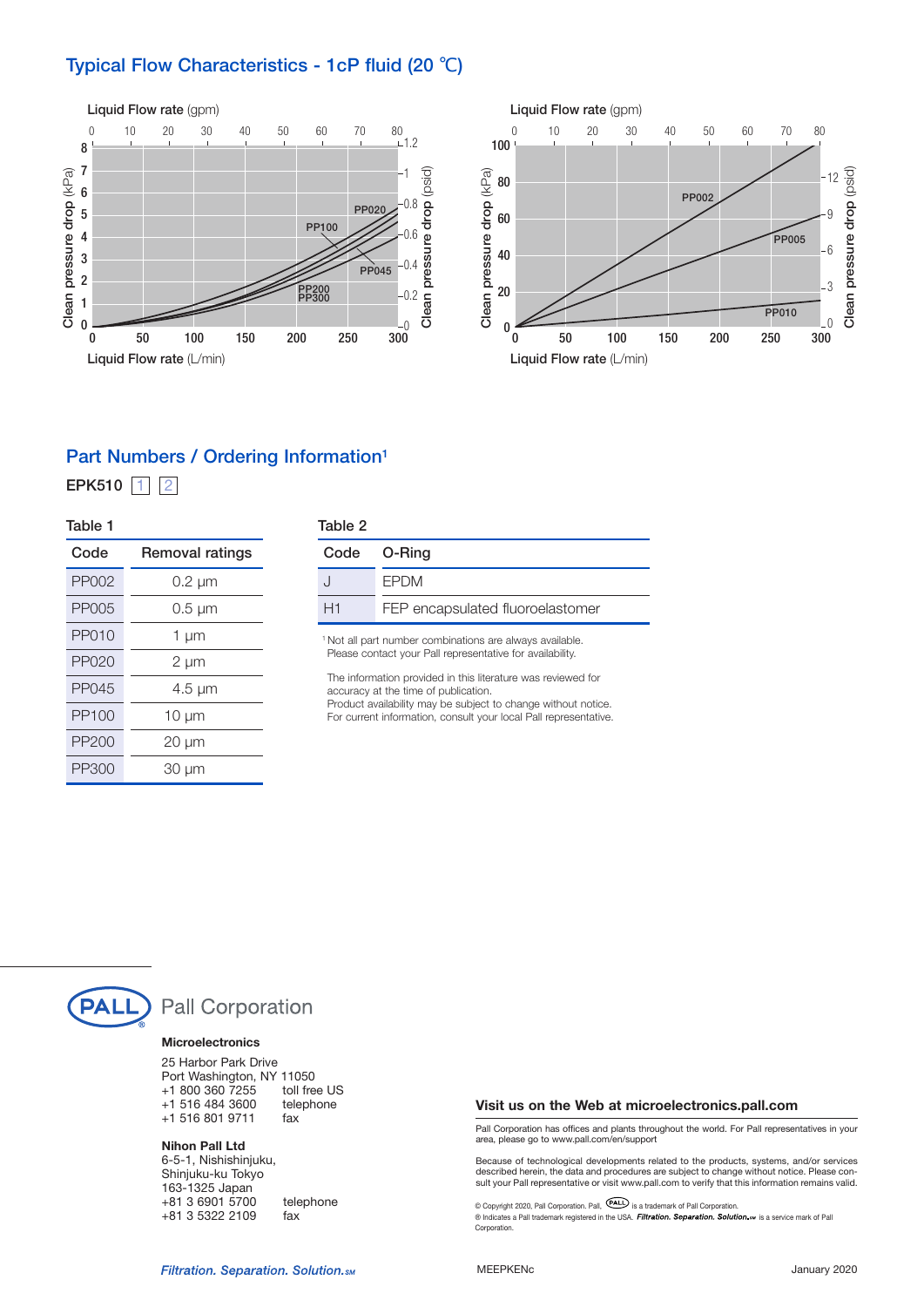## Typical Flow Characteristics - 1cP fluid (20 ℃)

Liquid Flow rate (gpm)
0 10 20 30 40 50 60 70 80
Clean pressure drop (kPa)
0 1 2 3 4 5 6 7 8
Clean pressure drop (psid)
0 0.2 0.4 0.6 0.8 1 1.2
PP020
PP100
PP045
PP200
PP300
0 50 100 150 200 250 300
Liquid Flow rate (L/min)

Liquid Flow rate (gpm)
0 10 20 30 40 50 60 70 80
Clean pressure drop (kPa)
0 20 40 60 80 100
Clean pressure drop (psid)
0 3 6 9 12
PP002
PP005
PP010
0 50 100 150 200 250 300
Liquid Flow rate (L/min)

## Part Numbers / Ordering Information[1]

**EPK510** 1 2

**Table 1**

| Code | Removal ratings |
|---|---|
| PP002 | 0.2 µm |
| PP005 | 0.5 µm |
| PP010 | 1 µm |
| PP020 | 2 µm |
| PP045 | 4.5 µm |
| PP100 | 10 µm |
| PP200 | 20 µm |
| PP300 | 30 µm |

**Table 2**

| Code | O-Ring |
|---|---|
| J | EPDM |
| H1 | FEP encapsulated fluoroelastomer |

[1] Not all part number combinations are always available. Please contact your Pall representative for availability.

The information provided in this literature was reviewed for accuracy at the time of publication.
Product availability may be subject to change without notice.
For current information, consult your local Pall representative.

PALL Pall Corporation

**Microelectronics**

25 Harbor Park Drive
Port Washington, NY 11050
+1 800 360 7255 toll free US
+1 516 484 3600 telephone
+1 516 801 9711 fax

**Nihon Pall Ltd**

6-5-1, Nishishinjuku,
Shinjuku-ku Tokyo
163-1325 Japan
+81 3 6901 5700 telephone
+81 3 5322 2109 fax

**Visit us on the Web at microelectronics.pall.com**

Pall Corporation has offices and plants throughout the world. For Pall representatives in your area, please go to www.pall.com/en/support

Because of technological developments related to the products, systems, and/or services described herein, the data and procedures are subject to change without notice. Please consult your Pall representative or visit www.pall.com to verify that this information remains valid.

© Copyright 2020, Pall Corporation. Pall, PALL is a trademark of Pall Corporation.
® Indicates a Pall trademark registered in the USA. *Filtration. Separation. Solution.*SM is a service mark of Pall Corporation.

*Filtration. Separation. Solution.*SM

MEEPKENc

January 2020